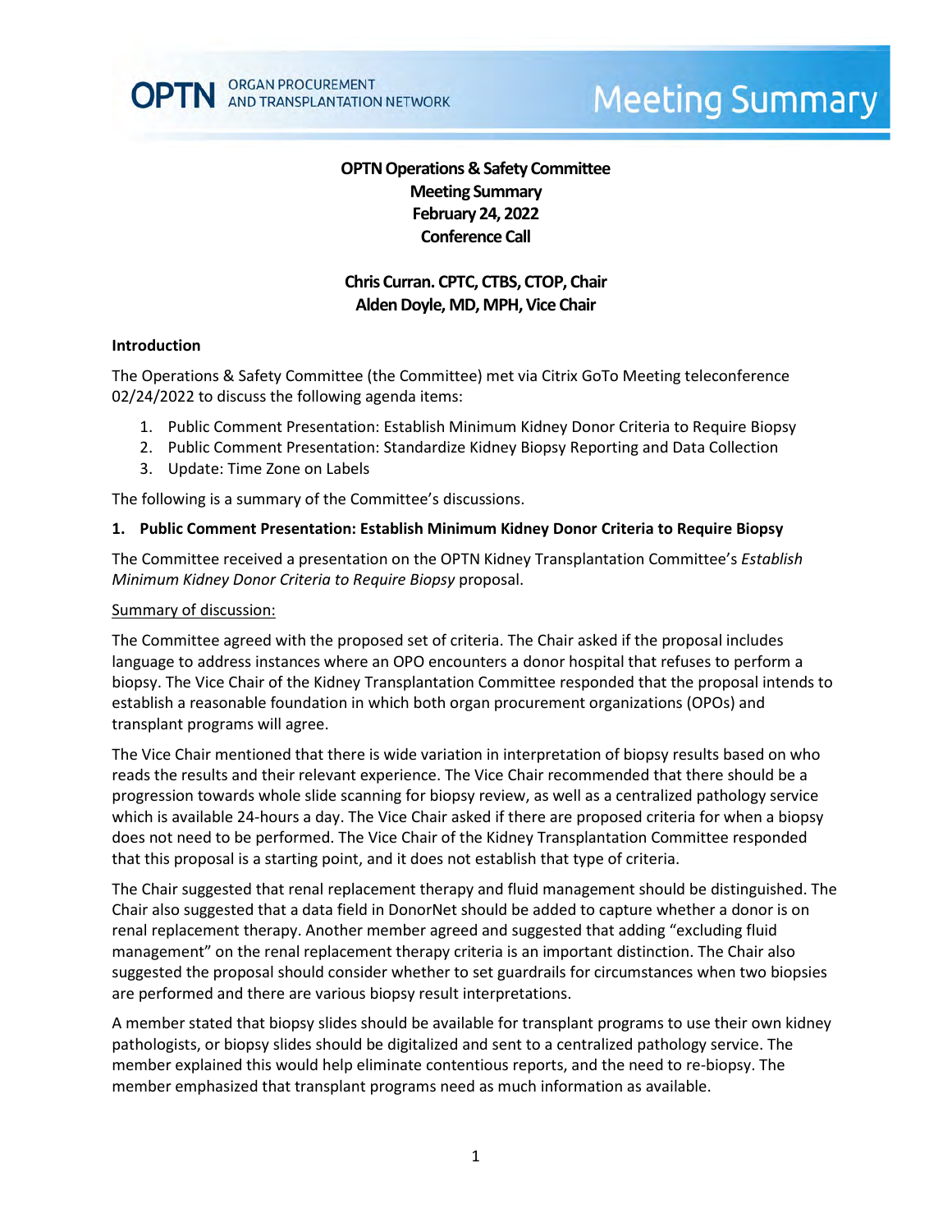# OPTN Operations & Safety Committee
## Meeting Summary
## February 24, 2022
## Conference Call

**Chris Curran. CPTC, CTBS, CTOP, Chair**
**Alden Doyle, MD, MPH, Vice Chair**

### Introduction

The Operations & Safety Committee (the Committee) met via Citrix GoTo Meeting teleconference 02/24/2022 to discuss the following agenda items:

1. Public Comment Presentation: Establish Minimum Kidney Donor Criteria to Require Biopsy
2. Public Comment Presentation: Standardize Kidney Biopsy Reporting and Data Collection
3. Update: Time Zone on Labels

The following is a summary of the Committee's discussions.

### 1. Public Comment Presentation: Establish Minimum Kidney Donor Criteria to Require Biopsy

The Committee received a presentation on the OPTN Kidney Transplantation Committee's *Establish Minimum Kidney Donor Criteria to Require Biopsy* proposal.

Summary of discussion:

The Committee agreed with the proposed set of criteria. The Chair asked if the proposal includes language to address instances where an OPO encounters a donor hospital that refuses to perform a biopsy. The Vice Chair of the Kidney Transplantation Committee responded that the proposal intends to establish a reasonable foundation in which both organ procurement organizations (OPOs) and transplant programs will agree.

The Vice Chair mentioned that there is wide variation in interpretation of biopsy results based on who reads the results and their relevant experience. The Vice Chair recommended that there should be a progression towards whole slide scanning for biopsy review, as well as a centralized pathology service which is available 24-hours a day. The Vice Chair asked if there are proposed criteria for when a biopsy does not need to be performed. The Vice Chair of the Kidney Transplantation Committee responded that this proposal is a starting point, and it does not establish that type of criteria.

The Chair suggested that renal replacement therapy and fluid management should be distinguished. The Chair also suggested that a data field in DonorNet should be added to capture whether a donor is on renal replacement therapy. Another member agreed and suggested that adding "excluding fluid management" on the renal replacement therapy criteria is an important distinction. The Chair also suggested the proposal should consider whether to set guardrails for circumstances when two biopsies are performed and there are various biopsy result interpretations.

A member stated that biopsy slides should be available for transplant programs to use their own kidney pathologists, or biopsy slides should be digitalized and sent to a centralized pathology service. The member explained this would help eliminate contentious reports, and the need to re-biopsy. The member emphasized that transplant programs need as much information as available.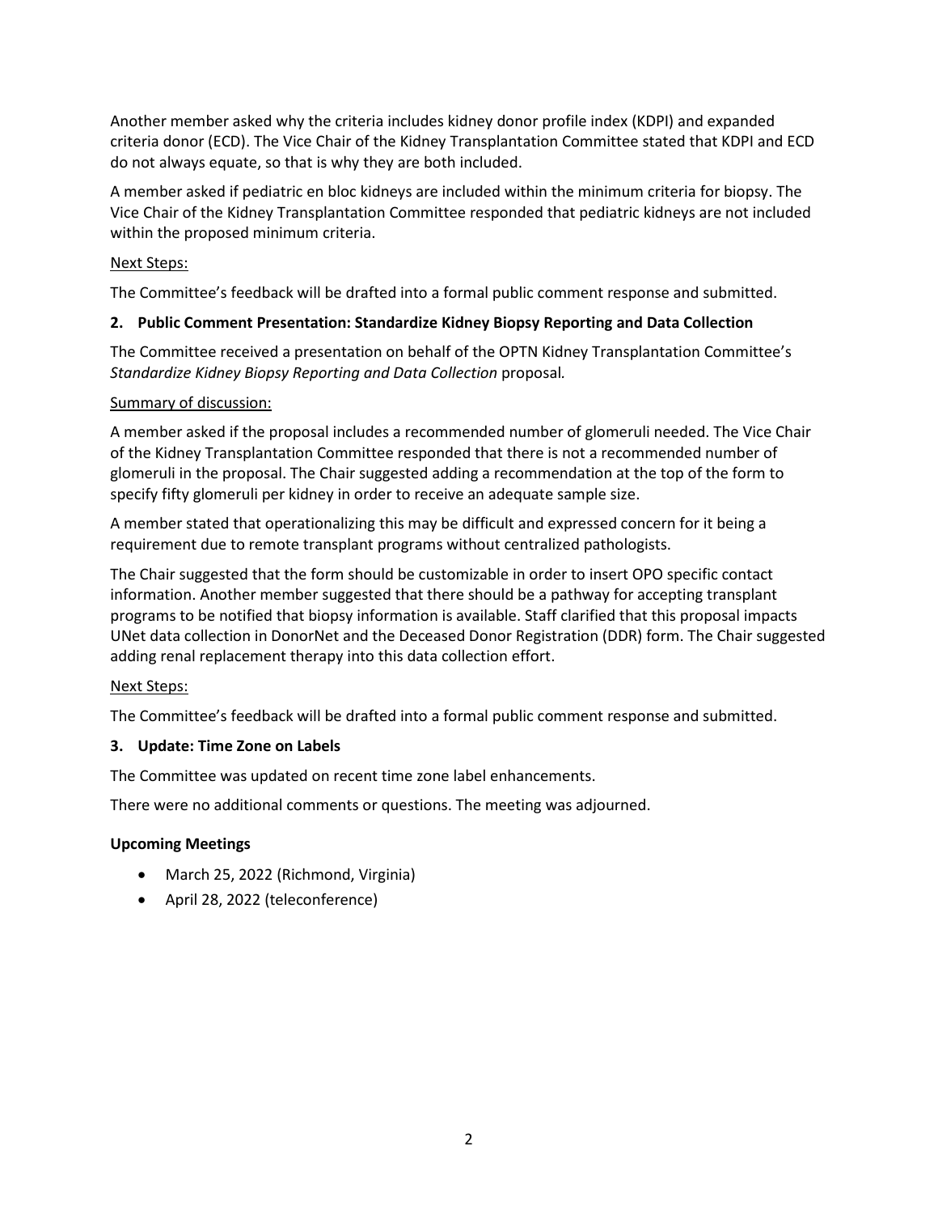Another member asked why the criteria includes kidney donor profile index (KDPI) and expanded criteria donor (ECD). The Vice Chair of the Kidney Transplantation Committee stated that KDPI and ECD do not always equate, so that is why they are both included.

A member asked if pediatric en bloc kidneys are included within the minimum criteria for biopsy. The Vice Chair of the Kidney Transplantation Committee responded that pediatric kidneys are not included within the proposed minimum criteria.

Next Steps:

The Committee's feedback will be drafted into a formal public comment response and submitted.

**2. Public Comment Presentation: Standardize Kidney Biopsy Reporting and Data Collection**

The Committee received a presentation on behalf of the OPTN Kidney Transplantation Committee's *Standardize Kidney Biopsy Reporting and Data Collection* proposal*.*

Summary of discussion:

A member asked if the proposal includes a recommended number of glomeruli needed. The Vice Chair of the Kidney Transplantation Committee responded that there is not a recommended number of glomeruli in the proposal. The Chair suggested adding a recommendation at the top of the form to specify fifty glomeruli per kidney in order to receive an adequate sample size.

A member stated that operationalizing this may be difficult and expressed concern for it being a requirement due to remote transplant programs without centralized pathologists.

The Chair suggested that the form should be customizable in order to insert OPO specific contact information. Another member suggested that there should be a pathway for accepting transplant programs to be notified that biopsy information is available. Staff clarified that this proposal impacts UNet data collection in DonorNet and the Deceased Donor Registration (DDR) form. The Chair suggested adding renal replacement therapy into this data collection effort.

Next Steps:

The Committee's feedback will be drafted into a formal public comment response and submitted.

**3. Update: Time Zone on Labels**

The Committee was updated on recent time zone label enhancements.

There were no additional comments or questions. The meeting was adjourned.

**Upcoming Meetings**

- March 25, 2022 (Richmond, Virginia)
- April 28, 2022 (teleconference)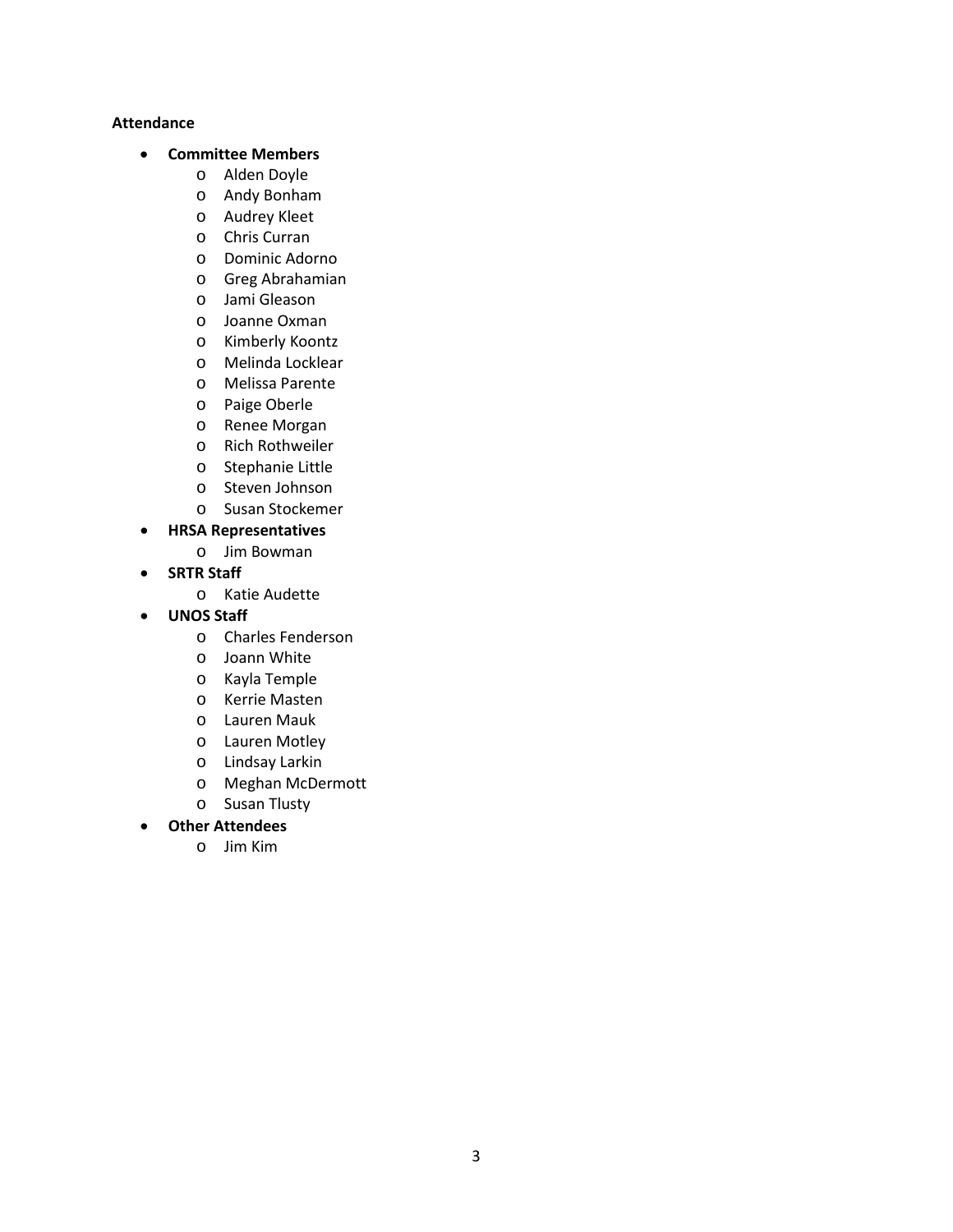**Attendance**

- **Committee Members**
  - Alden Doyle
  - Andy Bonham
  - Audrey Kleet
  - Chris Curran
  - Dominic Adorno
  - Greg Abrahamian
  - Jami Gleason
  - Joanne Oxman
  - Kimberly Koontz
  - Melinda Locklear
  - Melissa Parente
  - Paige Oberle
  - Renee Morgan
  - Rich Rothweiler
  - Stephanie Little
  - Steven Johnson
  - Susan Stockemer
- **HRSA Representatives**
  - Jim Bowman
- **SRTR Staff**
  - Katie Audette
- **UNOS Staff**
  - Charles Fenderson
  - Joann White
  - Kayla Temple
  - Kerrie Masten
  - Lauren Mauk
  - Lauren Motley
  - Lindsay Larkin
  - Meghan McDermott
  - Susan Tlusty
- **Other Attendees**
  - Jim Kim